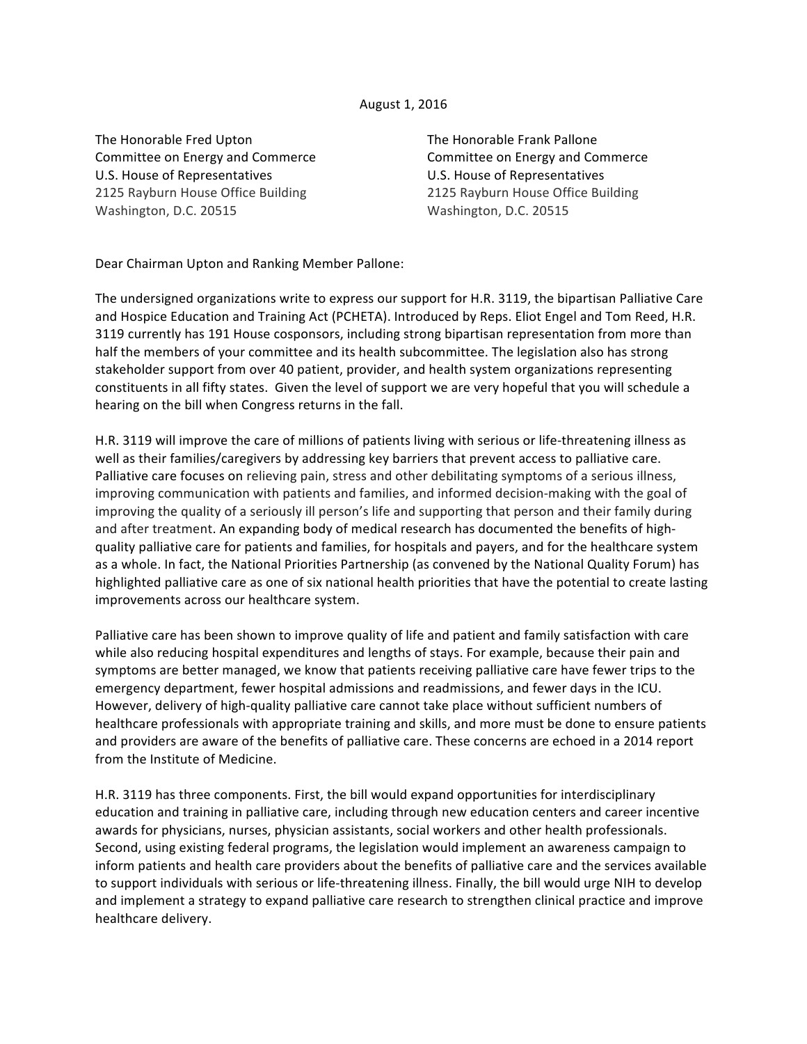August 1, 2016

The Honorable Fred Upton
Committee on Energy and Commerce
U.S. House of Representatives
2125 Rayburn House Office Building
Washington, D.C. 20515

The Honorable Frank Pallone
Committee on Energy and Commerce
U.S. House of Representatives
2125 Rayburn House Office Building
Washington, D.C. 20515

Dear Chairman Upton and Ranking Member Pallone:

The undersigned organizations write to express our support for H.R. 3119, the bipartisan Palliative Care and Hospice Education and Training Act (PCHETA). Introduced by Reps. Eliot Engel and Tom Reed, H.R. 3119 currently has 191 House cosponsors, including strong bipartisan representation from more than half the members of your committee and its health subcommittee. The legislation also has strong stakeholder support from over 40 patient, provider, and health system organizations representing constituents in all fifty states. Given the level of support we are very hopeful that you will schedule a hearing on the bill when Congress returns in the fall.

H.R. 3119 will improve the care of millions of patients living with serious or life-threatening illness as well as their families/caregivers by addressing key barriers that prevent access to palliative care. Palliative care focuses on relieving pain, stress and other debilitating symptoms of a serious illness, improving communication with patients and families, and informed decision-making with the goal of improving the quality of a seriously ill person's life and supporting that person and their family during and after treatment. An expanding body of medical research has documented the benefits of high-quality palliative care for patients and families, for hospitals and payers, and for the healthcare system as a whole. In fact, the National Priorities Partnership (as convened by the National Quality Forum) has highlighted palliative care as one of six national health priorities that have the potential to create lasting improvements across our healthcare system.

Palliative care has been shown to improve quality of life and patient and family satisfaction with care while also reducing hospital expenditures and lengths of stays. For example, because their pain and symptoms are better managed, we know that patients receiving palliative care have fewer trips to the emergency department, fewer hospital admissions and readmissions, and fewer days in the ICU. However, delivery of high-quality palliative care cannot take place without sufficient numbers of healthcare professionals with appropriate training and skills, and more must be done to ensure patients and providers are aware of the benefits of palliative care. These concerns are echoed in a 2014 report from the Institute of Medicine.

H.R. 3119 has three components. First, the bill would expand opportunities for interdisciplinary education and training in palliative care, including through new education centers and career incentive awards for physicians, nurses, physician assistants, social workers and other health professionals. Second, using existing federal programs, the legislation would implement an awareness campaign to inform patients and health care providers about the benefits of palliative care and the services available to support individuals with serious or life-threatening illness. Finally, the bill would urge NIH to develop and implement a strategy to expand palliative care research to strengthen clinical practice and improve healthcare delivery.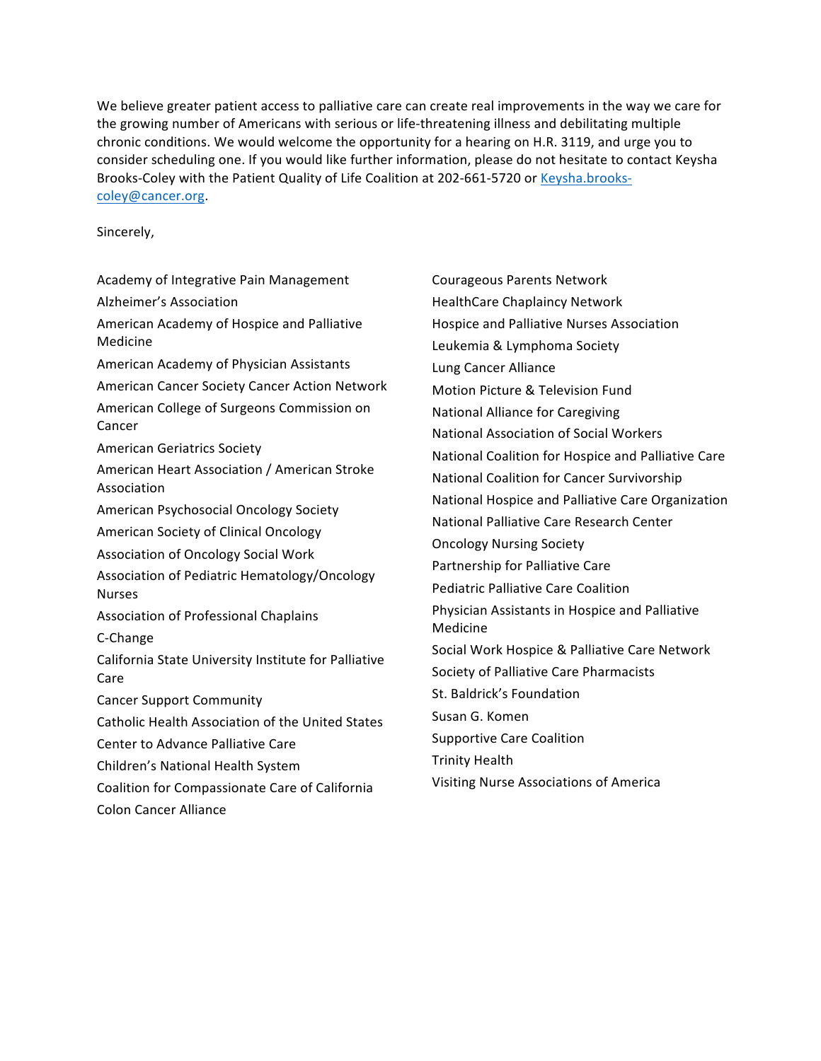We believe greater patient access to palliative care can create real improvements in the way we care for the growing number of Americans with serious or life-threatening illness and debilitating multiple chronic conditions. We would welcome the opportunity for a hearing on H.R. 3119, and urge you to consider scheduling one. If you would like further information, please do not hesitate to contact Keysha Brooks-Coley with the Patient Quality of Life Coalition at 202-661-5720 or Keysha.brooks-coley@cancer.org.

Sincerely,

Academy of Integrative Pain Management
Alzheimer's Association
American Academy of Hospice and Palliative Medicine
American Academy of Physician Assistants
American Cancer Society Cancer Action Network
American College of Surgeons Commission on Cancer
American Geriatrics Society
American Heart Association / American Stroke Association
American Psychosocial Oncology Society
American Society of Clinical Oncology
Association of Oncology Social Work
Association of Pediatric Hematology/Oncology Nurses
Association of Professional Chaplains
C-Change
California State University Institute for Palliative Care
Cancer Support Community
Catholic Health Association of the United States
Center to Advance Palliative Care
Children's National Health System
Coalition for Compassionate Care of California
Colon Cancer Alliance
Courageous Parents Network
HealthCare Chaplaincy Network
Hospice and Palliative Nurses Association
Leukemia & Lymphoma Society
Lung Cancer Alliance
Motion Picture & Television Fund
National Alliance for Caregiving
National Association of Social Workers
National Coalition for Hospice and Palliative Care
National Coalition for Cancer Survivorship
National Hospice and Palliative Care Organization
National Palliative Care Research Center
Oncology Nursing Society
Partnership for Palliative Care
Pediatric Palliative Care Coalition
Physician Assistants in Hospice and Palliative Medicine
Social Work Hospice & Palliative Care Network
Society of Palliative Care Pharmacists
St. Baldrick's Foundation
Susan G. Komen
Supportive Care Coalition
Trinity Health
Visiting Nurse Associations of America